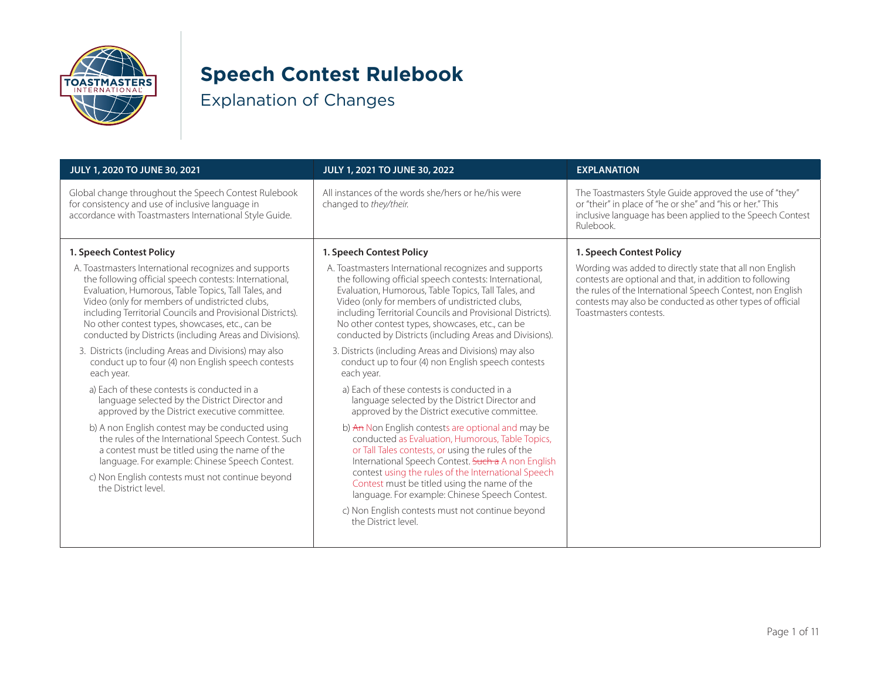# Speech Contest Rulebook

## Explanation of Changes

| JULY 1, 2020 TO JUNE 30, 2021 | JULY 1, 2021 TO JUNE 30, 2022 | EXPLANATION |
| --- | --- | --- |
| Global change throughout the Speech Contest Rulebook for consistency and use of inclusive language in accordance with Toastmasters International Style Guide. | All instances of the words she/hers or he/his were changed to *they/their.* | The Toastmasters Style Guide approved the use of "they" or "their" in place of "he or she" and "his or her." This inclusive language has been applied to the Speech Contest Rulebook. |
| **1. Speech Contest Policy**<br><br>A. Toastmasters International recognizes and supports the following official speech contests: International, Evaluation, Humorous, Table Topics, Tall Tales, and Video (only for members of undistricted clubs, including Territorial Councils and Provisional Districts). No other contest types, showcases, etc., can be conducted by Districts (including Areas and Divisions).<br><br>3. Districts (including Areas and Divisions) may also conduct up to four (4) non English speech contests each year.<br><br>a) Each of these contests is conducted in a language selected by the District Director and approved by the District executive committee.<br><br>b) A non English contest may be conducted using the rules of the International Speech Contest. Such a contest must be titled using the name of the language. For example: Chinese Speech Contest.<br><br>c) Non English contests must not continue beyond the District level. | **1. Speech Contest Policy**<br><br>A. Toastmasters International recognizes and supports the following official speech contests: International, Evaluation, Humorous, Table Topics, Tall Tales, and Video (only for members of undistricted clubs, including Territorial Councils and Provisional Districts). No other contest types, showcases, etc., can be conducted by Districts (including Areas and Divisions).<br><br>3. Districts (including Areas and Divisions) may also conduct up to four (4) non English speech contests each year.<br><br>a) Each of these contests is conducted in a language selected by the District Director and approved by the District executive committee.<br><br>b) ~~An~~ Non English contests are optional and may be conducted as Evaluation, Humorous, Table Topics, or Tall Tales contests, or using the rules of the International Speech Contest. ~~Such a~~ A non English contest using the rules of the International Speech Contest must be titled using the name of the language. For example: Chinese Speech Contest.<br><br>c) Non English contests must not continue beyond the District level. | **1. Speech Contest Policy**<br><br>Wording was added to directly state that all non English contests are optional and that, in addition to following the rules of the International Speech Contest, non English contests may also be conducted as other types of official Toastmasters contests. |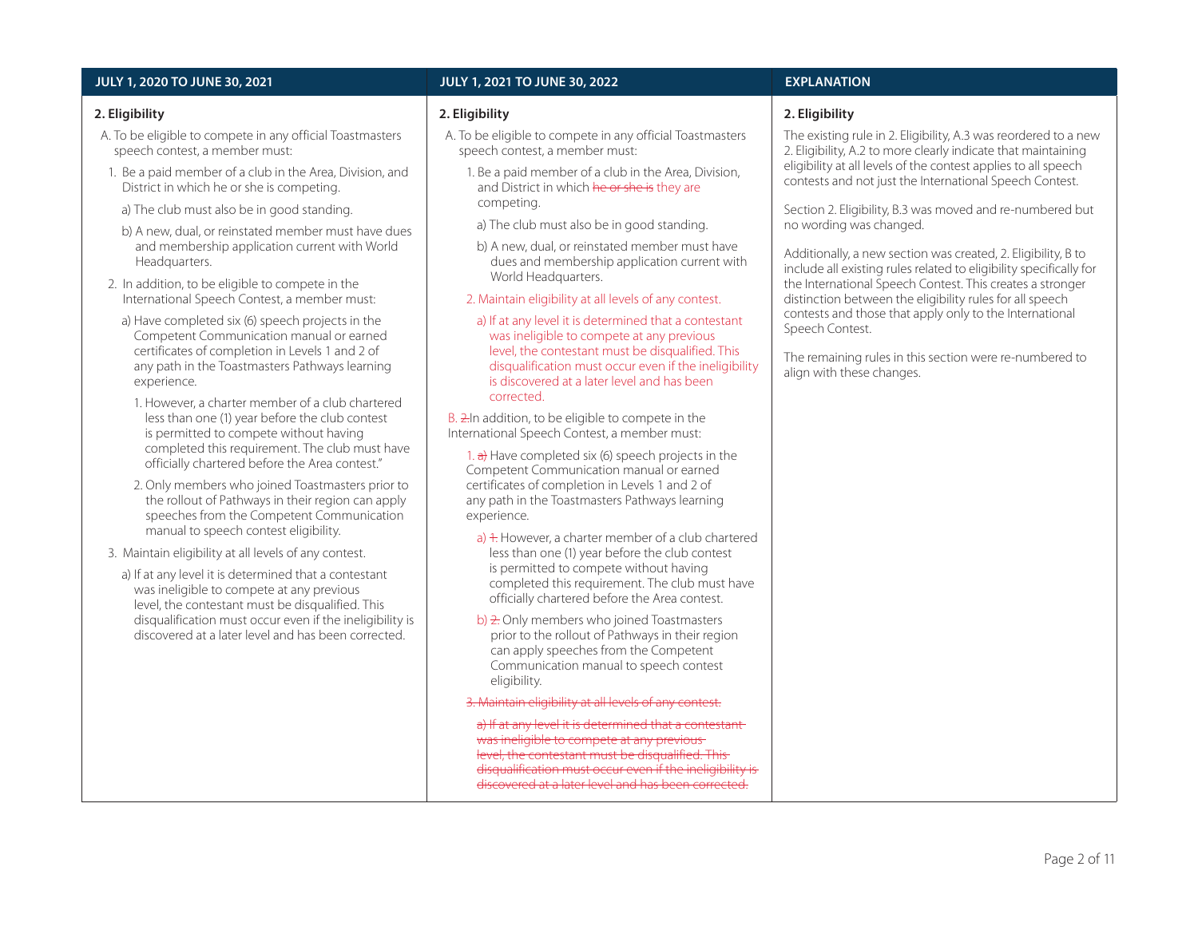| JULY 1, 2020 TO JUNE 30, 2021 | JULY 1, 2021 TO JUNE 30, 2022 | EXPLANATION |
|---|---|---|
| **2. Eligibility**<br><br>A. To be eligible to compete in any official Toastmasters speech contest, a member must:<br><br>1. Be a paid member of a club in the Area, Division, and District in which he or she is competing.<br><br>a) The club must also be in good standing.<br><br>b) A new, dual, or reinstated member must have dues and membership application current with World Headquarters.<br><br>2. In addition, to be eligible to compete in the International Speech Contest, a member must:<br><br>a) Have completed six (6) speech projects in the Competent Communication manual or earned certificates of completion in Levels 1 and 2 of any path in the Toastmasters Pathways learning experience.<br><br>1. However, a charter member of a club chartered less than one (1) year before the club contest is permitted to compete without having completed this requirement. The club must have officially chartered before the Area contest."<br><br>2. Only members who joined Toastmasters prior to the rollout of Pathways in their region can apply speeches from the Competent Communication manual to speech contest eligibility.<br><br>3. Maintain eligibility at all levels of any contest.<br><br>a) If at any level it is determined that a contestant was ineligible to compete at any previous level, the contestant must be disqualified. This disqualification must occur even if the ineligibility is discovered at a later level and has been corrected. | **2. Eligibility**<br><br>A. To be eligible to compete in any official Toastmasters speech contest, a member must:<br><br>1. Be a paid member of a club in the Area, Division, and District in which ~~he or she is~~ they are competing.<br><br>a) The club must also be in good standing.<br><br>b) A new, dual, or reinstated member must have dues and membership application current with World Headquarters.<br><br>2. Maintain eligibility at all levels of any contest.<br><br>a) If at any level it is determined that a contestant was ineligible to compete at any previous level, the contestant must be disqualified. This disqualification must occur even if the ineligibility is discovered at a later level and has been corrected.<br><br>B. ~~2.~~In addition, to be eligible to compete in the International Speech Contest, a member must:<br><br>1. ~~a)~~ Have completed six (6) speech projects in the Competent Communication manual or earned certificates of completion in Levels 1 and 2 of any path in the Toastmasters Pathways learning experience.<br><br>a) ~~1.~~ However, a charter member of a club chartered less than one (1) year before the club contest is permitted to compete without having completed this requirement. The club must have officially chartered before the Area contest.<br><br>b) ~~2.~~ Only members who joined Toastmasters prior to the rollout of Pathways in their region can apply speeches from the Competent Communication manual to speech contest eligibility.<br><br>~~3. Maintain eligibility at all levels of any contest.~~<br><br>~~a) If at any level it is determined that a contestant was ineligible to compete at any previous level, the contestant must be disqualified. This disqualification must occur even if the ineligibility is discovered at a later level and has been corrected.~~ | **2. Eligibility**<br><br>The existing rule in 2. Eligibility, A.3 was reordered to a new 2. Eligibility, A.2 to more clearly indicate that maintaining eligibility at all levels of the contest applies to all speech contests and not just the International Speech Contest.<br><br>Section 2. Eligibility, B.3 was moved and re-numbered but no wording was changed.<br><br>Additionally, a new section was created, 2. Eligibility, B to include all existing rules related to eligibility specifically for the International Speech Contest. This creates a stronger distinction between the eligibility rules for all speech contests and those that apply only to the International Speech Contest.<br><br>The remaining rules in this section were re-numbered to align with these changes. |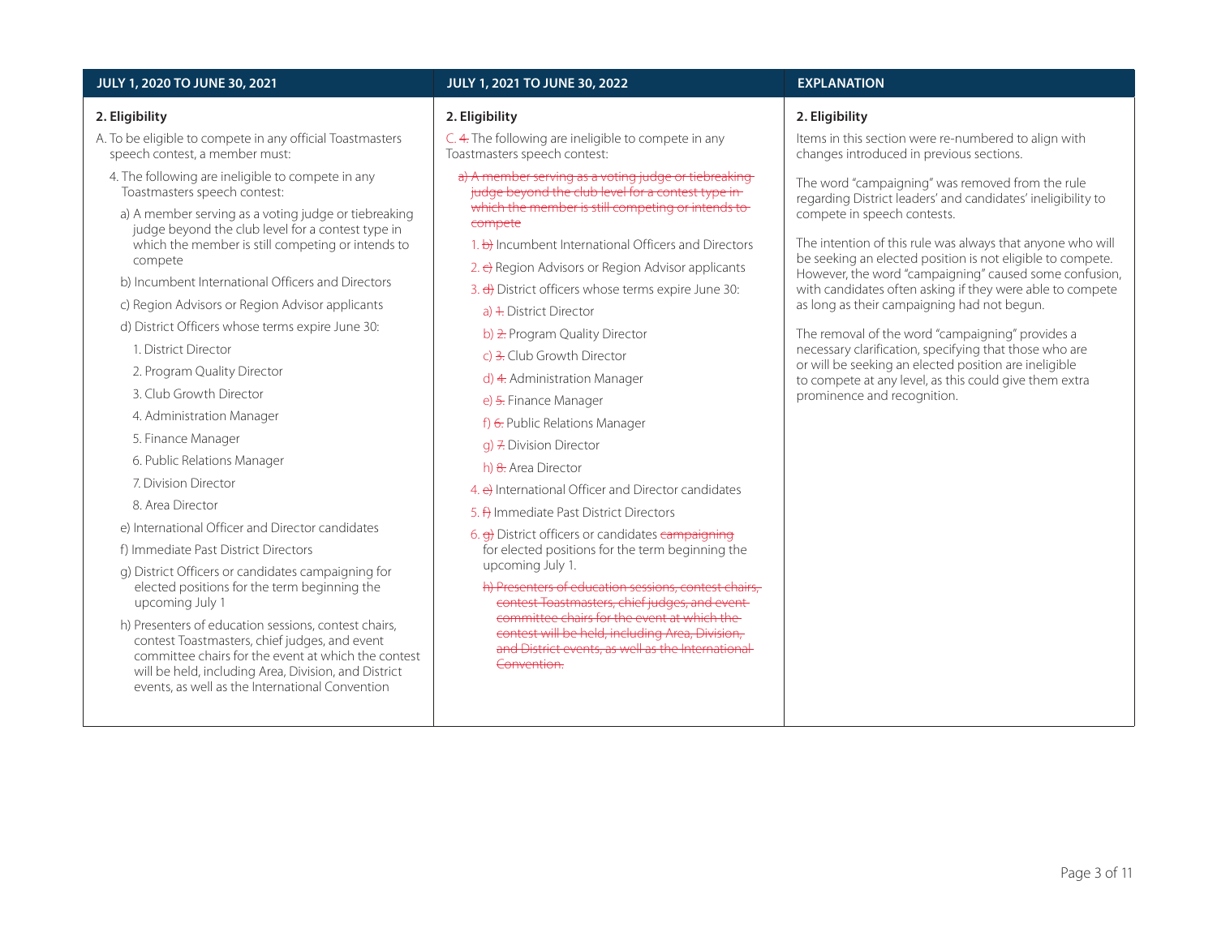| JULY 1, 2020 TO JUNE 30, 2021 | JULY 1, 2021 TO JUNE 30, 2022 | EXPLANATION |
| --- | --- | --- |
| **2. Eligibility**<br><br>A. To be eligible to compete in any official Toastmasters speech contest, a member must:<br><br>4. The following are ineligible to compete in any Toastmasters speech contest:<br><br>a) A member serving as a voting judge or tiebreaking judge beyond the club level for a contest type in which the member is still competing or intends to compete<br><br>b) Incumbent International Officers and Directors<br><br>c) Region Advisors or Region Advisor applicants<br><br>d) District Officers whose terms expire June 30:<br><br>1. District Director<br><br>2. Program Quality Director<br><br>3. Club Growth Director<br><br>4. Administration Manager<br><br>5. Finance Manager<br><br>6. Public Relations Manager<br><br>7. Division Director<br><br>8. Area Director<br><br>e) International Officer and Director candidates<br><br>f) Immediate Past District Directors<br><br>g) District Officers or candidates campaigning for elected positions for the term beginning the upcoming July 1<br><br>h) Presenters of education sessions, contest chairs, contest Toastmasters, chief judges, and event committee chairs for the event at which the contest will be held, including Area, Division, and District events, as well as the International Convention | **2. Eligibility**<br><br>C. ~~4.~~ The following are ineligible to compete in any Toastmasters speech contest:<br><br>~~a) A member serving as a voting judge or tiebreaking judge beyond the club level for a contest type in which the member is still competing or intends to compete~~<br><br>1. ~~b)~~ Incumbent International Officers and Directors<br><br>2. ~~c)~~ Region Advisors or Region Advisor applicants<br><br>3. ~~d)~~ District officers whose terms expire June 30:<br><br>a) ~~1.~~ District Director<br><br>b) ~~2.~~ Program Quality Director<br><br>c) ~~3.~~ Club Growth Director<br><br>d) ~~4.~~ Administration Manager<br><br>e) ~~5.~~ Finance Manager<br><br>f) ~~6.~~ Public Relations Manager<br><br>g) ~~7.~~ Division Director<br><br>h) ~~8.~~ Area Director<br><br>4. ~~e)~~ International Officer and Director candidates<br><br>5. ~~f)~~ Immediate Past District Directors<br><br>6. ~~g)~~ District officers or candidates ~~campaigning~~ for elected positions for the term beginning the upcoming July 1.<br><br>~~h) Presenters of education sessions, contest chairs, contest Toastmasters, chief judges, and event committee chairs for the event at which the contest will be held, including Area, Division, and District events, as well as the International Convention.~~ | **2. Eligibility**<br><br>Items in this section were re-numbered to align with changes introduced in previous sections.<br><br>The word "campaigning" was removed from the rule regarding District leaders' and candidates' ineligibility to compete in speech contests.<br><br>The intention of this rule was always that anyone who will be seeking an elected position is not eligible to compete. However, the word "campaigning" caused some confusion, with candidates often asking if they were able to compete as long as their campaigning had not begun.<br><br>The removal of the word "campaigning" provides a necessary clarification, specifying that those who are or will be seeking an elected position are ineligible to compete at any level, as this could give them extra prominence and recognition. |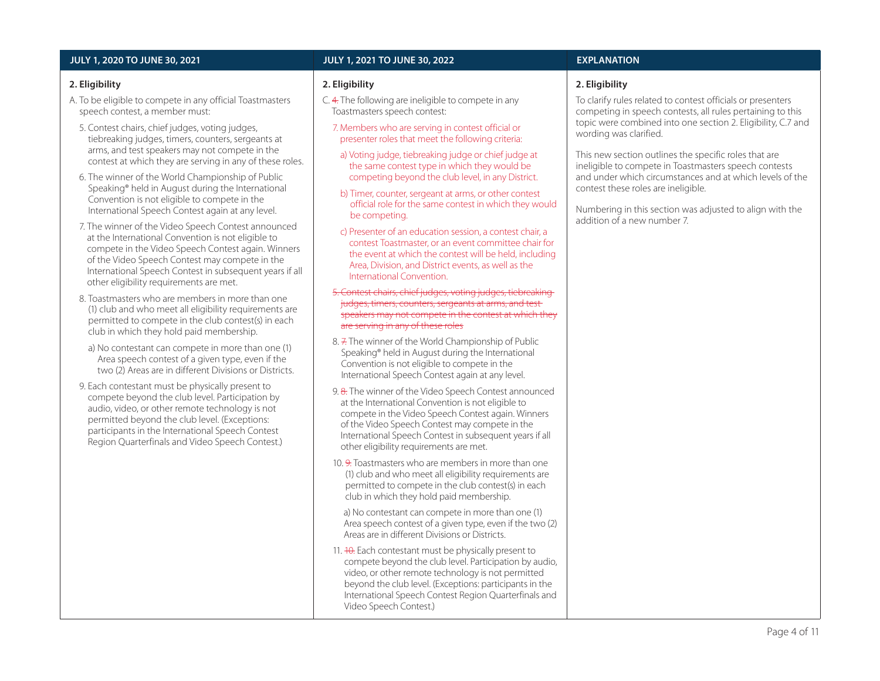| JULY 1, 2020 TO JUNE 30, 2021 | JULY 1, 2021 TO JUNE 30, 2022 | EXPLANATION |
| --- | --- | --- |
| **2. Eligibility**<br><br>A. To be eligible to compete in any official Toastmasters speech contest, a member must:<br><br>5. Contest chairs, chief judges, voting judges, tiebreaking judges, timers, counters, sergeants at arms, and test speakers may not compete in the contest at which they are serving in any of these roles.<br><br>6. The winner of the World Championship of Public Speaking® held in August during the International Convention is not eligible to compete in the International Speech Contest again at any level.<br><br>7. The winner of the Video Speech Contest announced at the International Convention is not eligible to compete in the Video Speech Contest again. Winners of the Video Speech Contest may compete in the International Speech Contest in subsequent years if all other eligibility requirements are met.<br><br>8. Toastmasters who are members in more than one (1) club and who meet all eligibility requirements are permitted to compete in the club contest(s) in each club in which they hold paid membership.<br><br>a) No contestant can compete in more than one (1) Area speech contest of a given type, even if the two (2) Areas are in different Divisions or Districts.<br><br>9. Each contestant must be physically present to compete beyond the club level. Participation by audio, video, or other remote technology is not permitted beyond the club level. (Exceptions: participants in the International Speech Contest Region Quarterfinals and Video Speech Contest.) | **2. Eligibility**<br><br>C. ~~4.~~ The following are ineligible to compete in any Toastmasters speech contest:<br><br>7. Members who are serving in contest official or presenter roles that meet the following criteria:<br><br>a) Voting judge, tiebreaking judge or chief judge at the same contest type in which they would be competing beyond the club level, in any District.<br><br>b) Timer, counter, sergeant at arms, or other contest official role for the same contest in which they would be competing.<br><br>c) Presenter of an education session, a contest chair, a contest Toastmaster, or an event committee chair for the event at which the contest will be held, including Area, Division, and District events, as well as the International Convention.<br><br>~~5. Contest chairs, chief judges, voting judges, tiebreaking judges, timers, counters, sergeants at arms, and test speakers may not compete in the contest at which they are serving in any of these roles~~<br><br>8. ~~7.~~ The winner of the World Championship of Public Speaking® held in August during the International Convention is not eligible to compete in the International Speech Contest again at any level.<br><br>9. ~~8.~~ The winner of the Video Speech Contest announced at the International Convention is not eligible to compete in the Video Speech Contest again. Winners of the Video Speech Contest may compete in the International Speech Contest in subsequent years if all other eligibility requirements are met.<br><br>10. ~~9.~~ Toastmasters who are members in more than one (1) club and who meet all eligibility requirements are permitted to compete in the club contest(s) in each club in which they hold paid membership.<br><br>a) No contestant can compete in more than one (1) Area speech contest of a given type, even if the two (2) Areas are in different Divisions or Districts.<br><br>11. ~~10.~~ Each contestant must be physically present to compete beyond the club level. Participation by audio, video, or other remote technology is not permitted beyond the club level. (Exceptions: participants in the International Speech Contest Region Quarterfinals and Video Speech Contest.) | **2. Eligibility**<br><br>To clarify rules related to contest officials or presenters competing in speech contests, all rules pertaining to this topic were combined into one section 2. Eligibility, C.7 and wording was clarified.<br><br>This new section outlines the specific roles that are ineligible to compete in Toastmasters speech contests and under which circumstances and at which levels of the contest these roles are ineligible.<br><br>Numbering in this section was adjusted to align with the addition of a new number 7. |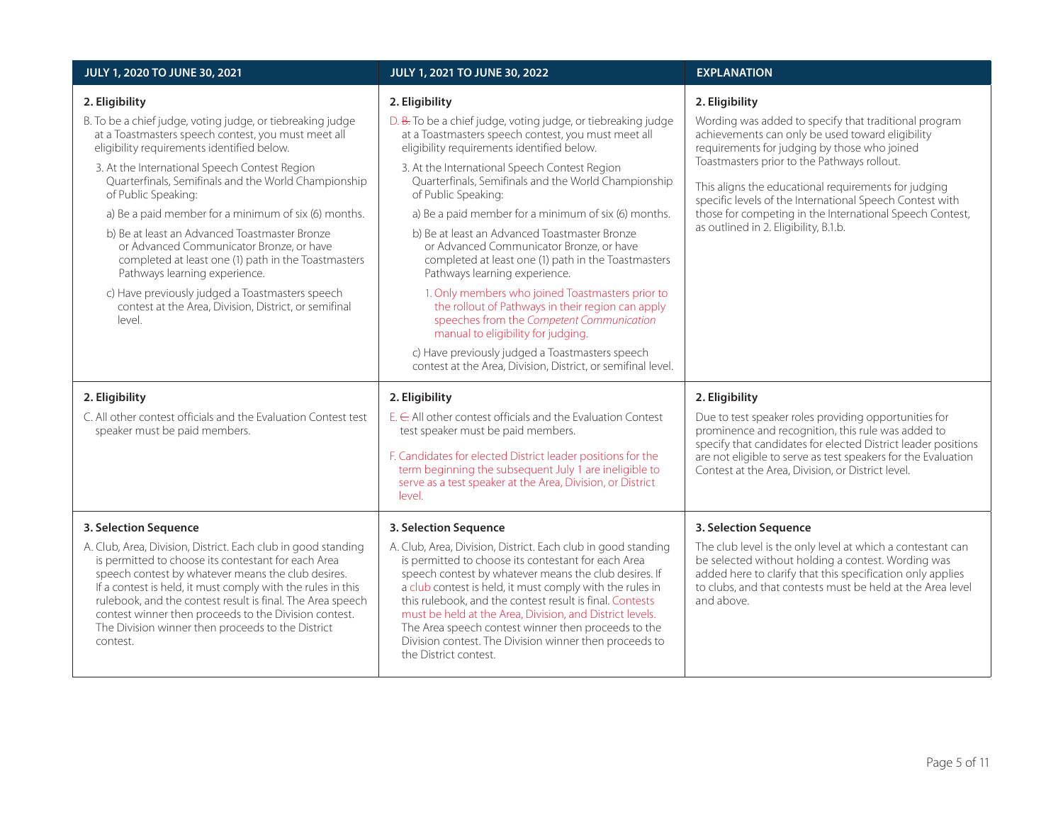| JULY 1, 2020 TO JUNE 30, 2021 | JULY 1, 2021 TO JUNE 30, 2022 | EXPLANATION |
| --- | --- | --- |
| **2. Eligibility**<br><br>B. To be a chief judge, voting judge, or tiebreaking judge at a Toastmasters speech contest, you must meet all eligibility requirements identified below.<br><br>3. At the International Speech Contest Region Quarterfinals, Semifinals and the World Championship of Public Speaking:<br><br>a) Be a paid member for a minimum of six (6) months.<br><br>b) Be at least an Advanced Toastmaster Bronze or Advanced Communicator Bronze, or have completed at least one (1) path in the Toastmasters Pathways learning experience.<br><br>c) Have previously judged a Toastmasters speech contest at the Area, Division, District, or semifinal level. | **2. Eligibility**<br><br>D. ~~B.~~ To be a chief judge, voting judge, or tiebreaking judge at a Toastmasters speech contest, you must meet all eligibility requirements identified below.<br><br>3. At the International Speech Contest Region Quarterfinals, Semifinals and the World Championship of Public Speaking:<br><br>a) Be a paid member for a minimum of six (6) months.<br><br>b) Be at least an Advanced Toastmaster Bronze or Advanced Communicator Bronze, or have completed at least one (1) path in the Toastmasters Pathways learning experience.<br><br>1. Only members who joined Toastmasters prior to the rollout of Pathways in their region can apply speeches from the *Competent Communication* manual to eligibility for judging.<br><br>c) Have previously judged a Toastmasters speech contest at the Area, Division, District, or semifinal level. | **2. Eligibility**<br><br>Wording was added to specify that traditional program achievements can only be used toward eligibility requirements for judging by those who joined Toastmasters prior to the Pathways rollout.<br><br>This aligns the educational requirements for judging specific levels of the International Speech Contest with those for competing in the International Speech Contest, as outlined in 2. Eligibility, B.1.b. |
| **2. Eligibility**<br><br>C. All other contest officials and the Evaluation Contest test speaker must be paid members. | **2. Eligibility**<br><br>E. ~~C.~~ All other contest officials and the Evaluation Contest test speaker must be paid members.<br><br>F. Candidates for elected District leader positions for the term beginning the subsequent July 1 are ineligible to serve as a test speaker at the Area, Division, or District level. | **2. Eligibility**<br><br>Due to test speaker roles providing opportunities for prominence and recognition, this rule was added to specify that candidates for elected District leader positions are not eligible to serve as test speakers for the Evaluation Contest at the Area, Division, or District level. |
| **3. Selection Sequence**<br><br>A. Club, Area, Division, District. Each club in good standing is permitted to choose its contestant for each Area speech contest by whatever means the club desires. If a contest is held, it must comply with the rules in this rulebook, and the contest result is final. The Area speech contest winner then proceeds to the Division contest. The Division winner then proceeds to the District contest. | **3. Selection Sequence**<br><br>A. Club, Area, Division, District. Each club in good standing is permitted to choose its contestant for each Area speech contest by whatever means the club desires. If a club contest is held, it must comply with the rules in this rulebook, and the contest result is final. Contests must be held at the Area, Division, and District levels. The Area speech contest winner then proceeds to the Division contest. The Division winner then proceeds to the District contest. | **3. Selection Sequence**<br><br>The club level is the only level at which a contestant can be selected without holding a contest. Wording was added here to clarify that this specification only applies to clubs, and that contests must be held at the Area level and above. |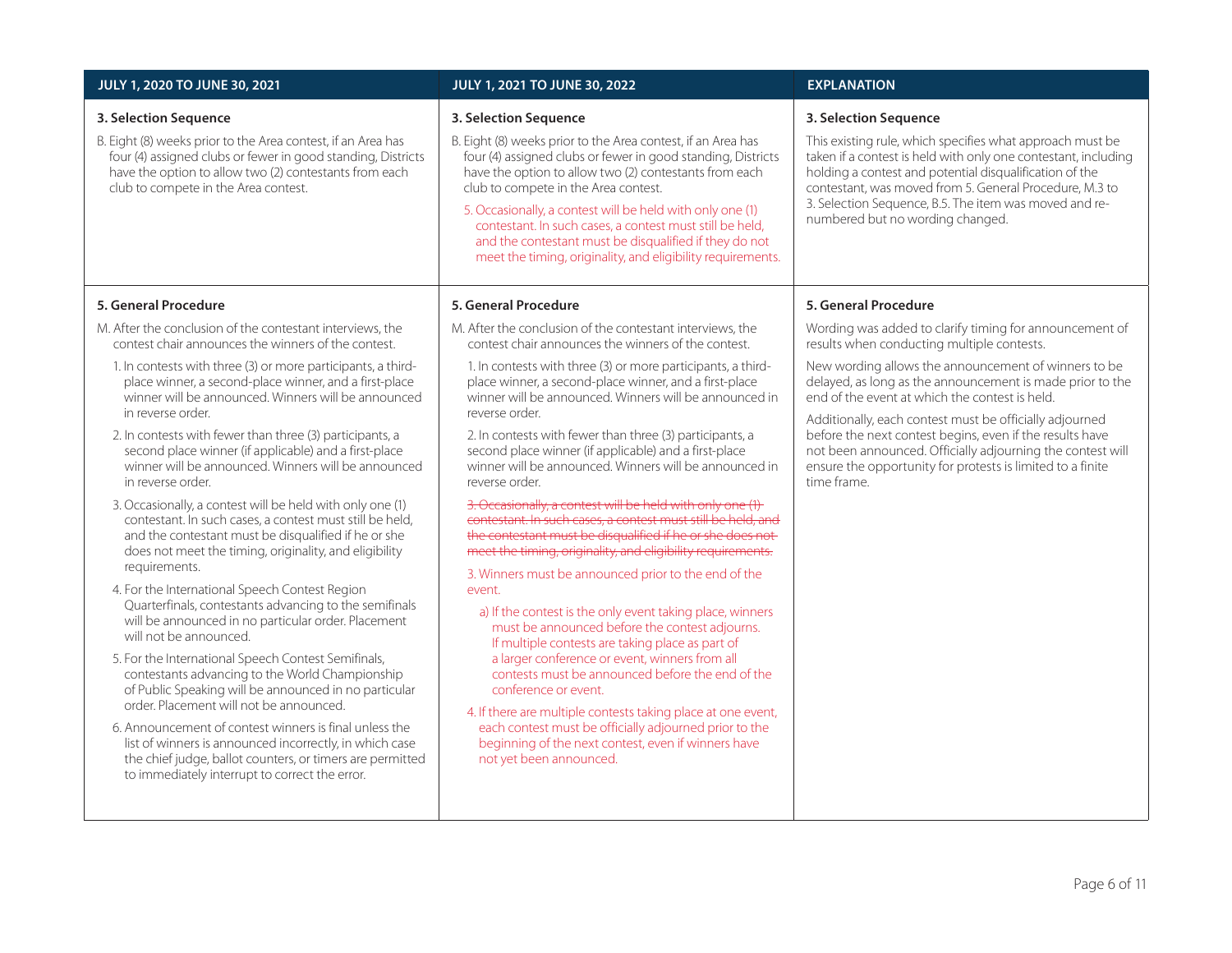| JULY 1, 2020 TO JUNE 30, 2021 | JULY 1, 2021 TO JUNE 30, 2022 | EXPLANATION |
|---|---|---|
| **3. Selection Sequence**<br><br>B. Eight (8) weeks prior to the Area contest, if an Area has four (4) assigned clubs or fewer in good standing, Districts have the option to allow two (2) contestants from each club to compete in the Area contest. | **3. Selection Sequence**<br><br>B. Eight (8) weeks prior to the Area contest, if an Area has four (4) assigned clubs or fewer in good standing, Districts have the option to allow two (2) contestants from each club to compete in the Area contest.<br><br>5. Occasionally, a contest will be held with only one (1) contestant. In such cases, a contest must still be held, and the contestant must be disqualified if they do not meet the timing, originality, and eligibility requirements. | **3. Selection Sequence**<br><br>This existing rule, which specifies what approach must be taken if a contest is held with only one contestant, including holding a contest and potential disqualification of the contestant, was moved from 5. General Procedure, M.3 to 3. Selection Sequence, B.5. The item was moved and re-numbered but no wording changed. |
| **5. General Procedure**<br><br>M. After the conclusion of the contestant interviews, the contest chair announces the winners of the contest.<br><br>1. In contests with three (3) or more participants, a third-place winner, a second-place winner, and a first-place winner will be announced. Winners will be announced in reverse order.<br><br>2. In contests with fewer than three (3) participants, a second place winner (if applicable) and a first-place winner will be announced. Winners will be announced in reverse order.<br><br>3. Occasionally, a contest will be held with only one (1) contestant. In such cases, a contest must still be held, and the contestant must be disqualified if he or she does not meet the timing, originality, and eligibility requirements.<br><br>4. For the International Speech Contest Region Quarterfinals, contestants advancing to the semifinals will be announced in no particular order. Placement will not be announced.<br><br>5. For the International Speech Contest Semifinals, contestants advancing to the World Championship of Public Speaking will be announced in no particular order. Placement will not be announced.<br><br>6. Announcement of contest winners is final unless the list of winners is announced incorrectly, in which case the chief judge, ballot counters, or timers are permitted to immediately interrupt to correct the error. | **5. General Procedure**<br><br>M. After the conclusion of the contestant interviews, the contest chair announces the winners of the contest.<br><br>1. In contests with three (3) or more participants, a third-place winner, a second-place winner, and a first-place winner will be announced. Winners will be announced in reverse order.<br><br>2. In contests with fewer than three (3) participants, a second place winner (if applicable) and a first-place winner will be announced. Winners will be announced in reverse order.<br><br>~~3. Occasionally, a contest will be held with only one (1) contestant. In such cases, a contest must still be held, and the contestant must be disqualified if he or she does not meet the timing, originality, and eligibility requirements.~~<br><br>3. Winners must be announced prior to the end of the event.<br><br>a) If the contest is the only event taking place, winners must be announced before the contest adjourns. If multiple contests are taking place as part of a larger conference or event, winners from all contests must be announced before the end of the conference or event.<br><br>4. If there are multiple contests taking place at one event, each contest must be officially adjourned prior to the beginning of the next contest, even if winners have not yet been announced. | **5. General Procedure**<br><br>Wording was added to clarify timing for announcement of results when conducting multiple contests.<br><br>New wording allows the announcement of winners to be delayed, as long as the announcement is made prior to the end of the event at which the contest is held.<br><br>Additionally, each contest must be officially adjourned before the next contest begins, even if the results have not been announced. Officially adjourning the contest will ensure the opportunity for protests is limited to a finite time frame. |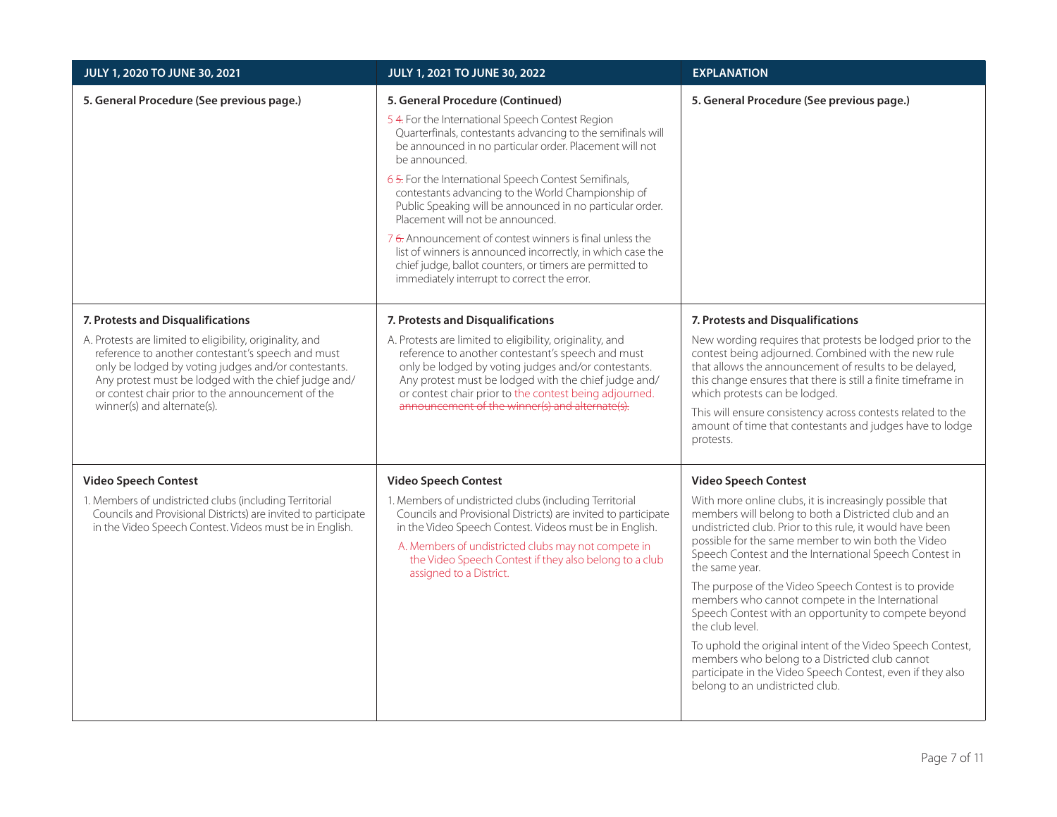| JULY 1, 2020 TO JUNE 30, 2021 | JULY 1, 2021 TO JUNE 30, 2022 | EXPLANATION |
|---|---|---|
| **5. General Procedure (See previous page.)** | **5. General Procedure (Continued)**<br>5 ~~4.~~ For the International Speech Contest Region Quarterfinals, contestants advancing to the semifinals will be announced in no particular order. Placement will not be announced.<br>6 ~~5.~~ For the International Speech Contest Semifinals, contestants advancing to the World Championship of Public Speaking will be announced in no particular order. Placement will not be announced.<br>7 ~~6.~~ Announcement of contest winners is final unless the list of winners is announced incorrectly, in which case the chief judge, ballot counters, or timers are permitted to immediately interrupt to correct the error. | **5. General Procedure (See previous page.)** |
| **7. Protests and Disqualifications**<br>A. Protests are limited to eligibility, originality, and reference to another contestant's speech and must only be lodged by voting judges and/or contestants. Any protest must be lodged with the chief judge and/or contest chair prior to the announcement of the winner(s) and alternate(s). | **7. Protests and Disqualifications**<br>A. Protests are limited to eligibility, originality, and reference to another contestant's speech and must only be lodged by voting judges and/or contestants. Any protest must be lodged with the chief judge and/or contest chair prior to the contest being adjourned. ~~announcement of the winner(s) and alternate(s).~~ | **7. Protests and Disqualifications**<br>New wording requires that protests be lodged prior to the contest being adjourned. Combined with the new rule that allows the announcement of results to be delayed, this change ensures that there is still a finite timeframe in which protests can be lodged.<br>This will ensure consistency across contests related to the amount of time that contestants and judges have to lodge protests. |
| **Video Speech Contest**<br>1. Members of undistricted clubs (including Territorial Councils and Provisional Districts) are invited to participate in the Video Speech Contest. Videos must be in English. | **Video Speech Contest**<br>1. Members of undistricted clubs (including Territorial Councils and Provisional Districts) are invited to participate in the Video Speech Contest. Videos must be in English.<br>A. Members of undistricted clubs may not compete in the Video Speech Contest if they also belong to a club assigned to a District. | **Video Speech Contest**<br>With more online clubs, it is increasingly possible that members will belong to both a Districted club and an undistricted club. Prior to this rule, it would have been possible for the same member to win both the Video Speech Contest and the International Speech Contest in the same year.<br>The purpose of the Video Speech Contest is to provide members who cannot compete in the International Speech Contest with an opportunity to compete beyond the club level.<br>To uphold the original intent of the Video Speech Contest, members who belong to a Districted club cannot participate in the Video Speech Contest, even if they also belong to an undistricted club. |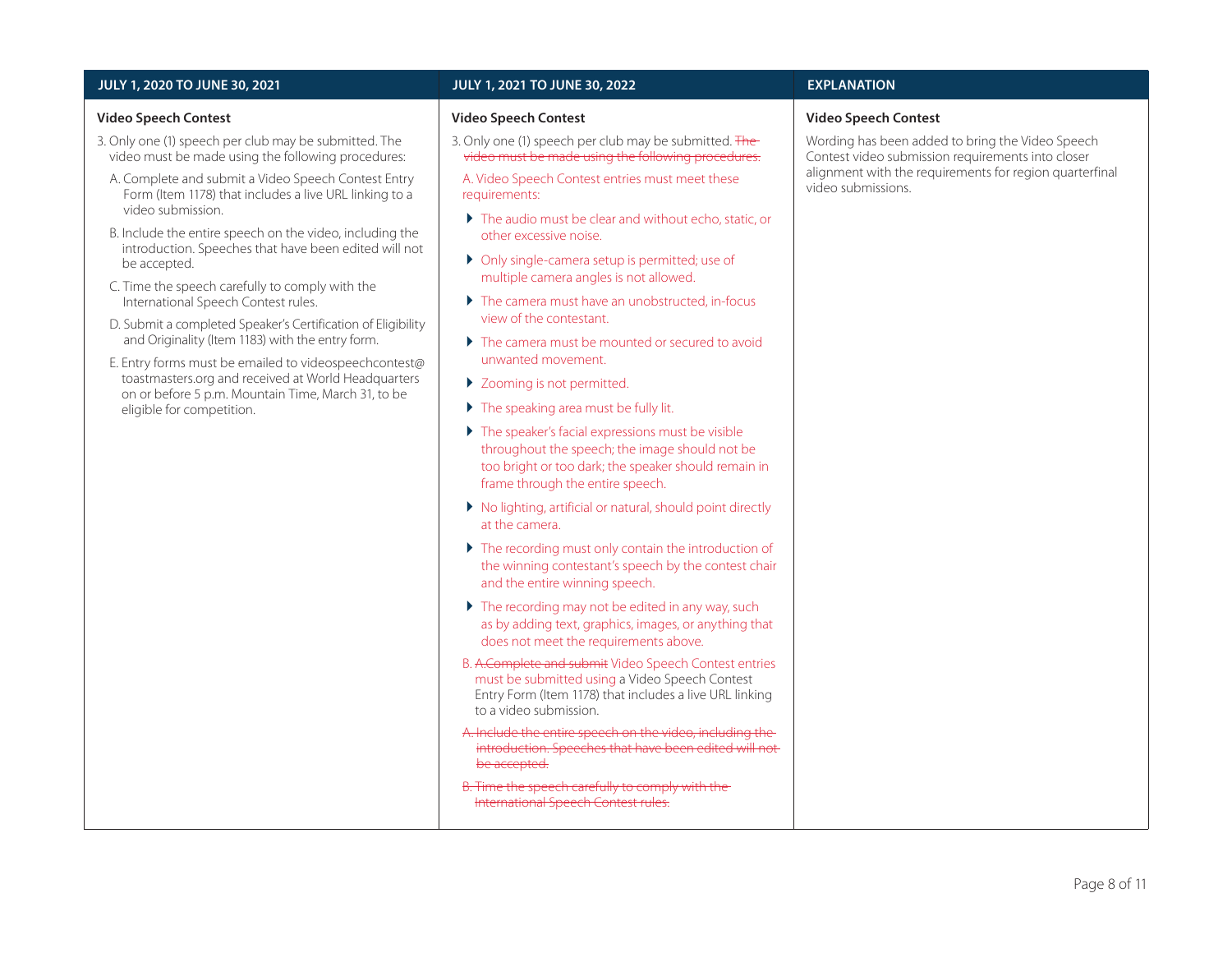| JULY 1, 2020 TO JUNE 30, 2021 | JULY 1, 2021 TO JUNE 30, 2022 | EXPLANATION |
| --- | --- | --- |
| **Video Speech Contest**<br><br>3. Only one (1) speech per club may be submitted. The video must be made using the following procedures:<br><br>A. Complete and submit a Video Speech Contest Entry Form (Item 1178) that includes a live URL linking to a video submission.<br><br>B. Include the entire speech on the video, including the introduction. Speeches that have been edited will not be accepted.<br><br>C. Time the speech carefully to comply with the International Speech Contest rules.<br><br>D. Submit a completed Speaker's Certification of Eligibility and Originality (Item 1183) with the entry form.<br><br>E. Entry forms must be emailed to videospeechcontest@toastmasters.org and received at World Headquarters on or before 5 p.m. Mountain Time, March 31, to be eligible for competition. | **Video Speech Contest**<br><br>3. Only one (1) speech per club may be submitted. ~~The video must be made using the following procedures.~~<br><br>A. Video Speech Contest entries must meet these requirements:<br><br>▸ The audio must be clear and without echo, static, or other excessive noise.<br><br>▸ Only single-camera setup is permitted; use of multiple camera angles is not allowed.<br><br>▸ The camera must have an unobstructed, in-focus view of the contestant.<br><br>▸ The camera must be mounted or secured to avoid unwanted movement.<br><br>▸ Zooming is not permitted.<br><br>▸ The speaking area must be fully lit.<br><br>▸ The speaker's facial expressions must be visible throughout the speech; the image should not be too bright or too dark; the speaker should remain in frame through the entire speech.<br><br>▸ No lighting, artificial or natural, should point directly at the camera.<br><br>▸ The recording must only contain the introduction of the winning contestant's speech by the contest chair and the entire winning speech.<br><br>▸ The recording may not be edited in any way, such as by adding text, graphics, images, or anything that does not meet the requirements above.<br><br>B. ~~A.Complete and submit~~ Video Speech Contest entries must be submitted using a Video Speech Contest Entry Form (Item 1178) that includes a live URL linking to a video submission.<br><br>~~A. Include the entire speech on the video, including the introduction. Speeches that have been edited will not be accepted.~~<br><br>~~B. Time the speech carefully to comply with the International Speech Contest rules.~~ | **Video Speech Contest**<br><br>Wording has been added to bring the Video Speech Contest video submission requirements into closer alignment with the requirements for region quarterfinal video submissions. |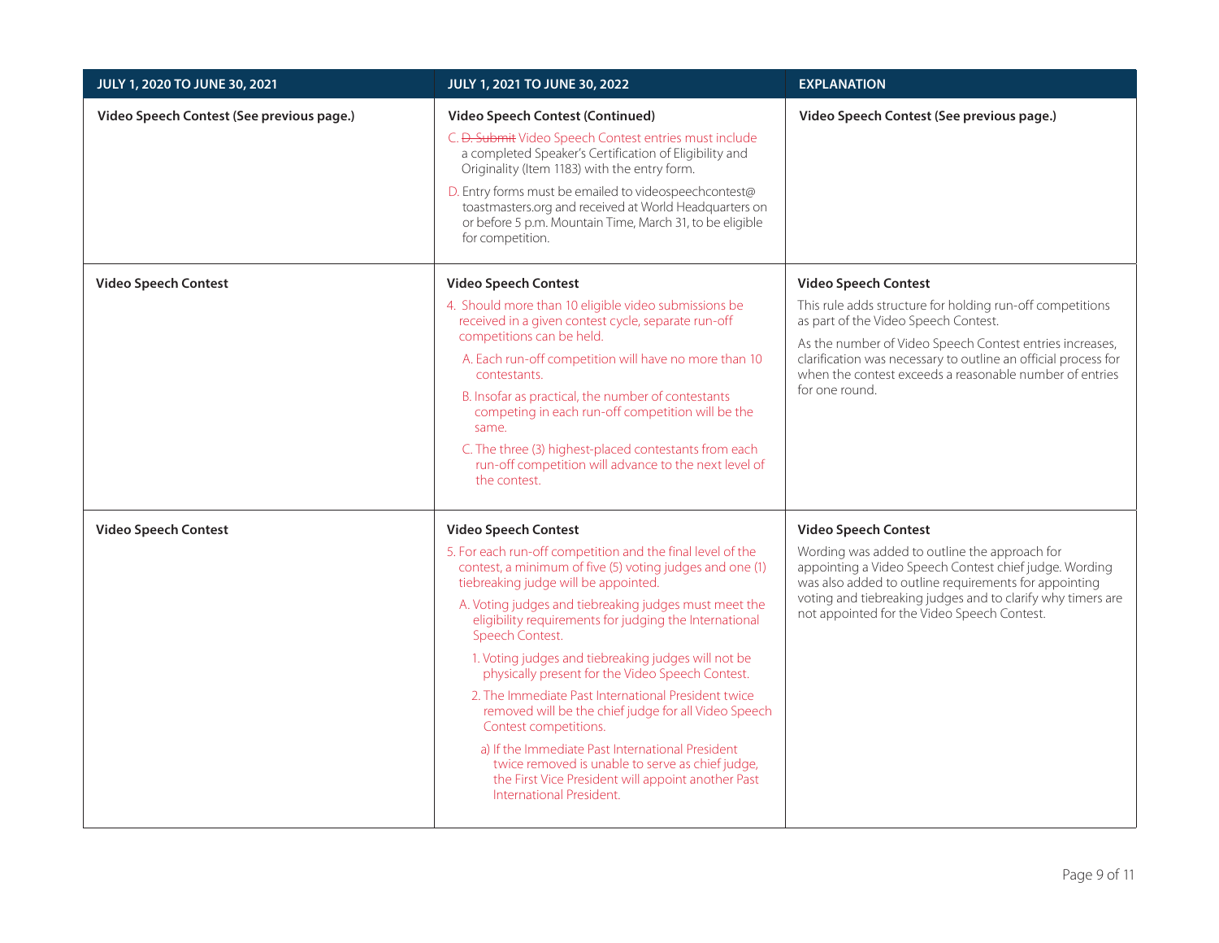| JULY 1, 2020 TO JUNE 30, 2021 | JULY 1, 2021 TO JUNE 30, 2022 | EXPLANATION |
|---|---|---|
| **Video Speech Contest (See previous page.)** | **Video Speech Contest (Continued)**<br>C. ~~D. Submit~~ Video Speech Contest entries must include a completed Speaker's Certification of Eligibility and Originality (Item 1183) with the entry form.<br>D. Entry forms must be emailed to videospeechcontest@toastmasters.org and received at World Headquarters on or before 5 p.m. Mountain Time, March 31, to be eligible for competition. | **Video Speech Contest (See previous page.)** |
| **Video Speech Contest** | **Video Speech Contest**<br>4. Should more than 10 eligible video submissions be received in a given contest cycle, separate run-off competitions can be held.<br>A. Each run-off competition will have no more than 10 contestants.<br>B. Insofar as practical, the number of contestants competing in each run-off competition will be the same.<br>C. The three (3) highest-placed contestants from each run-off competition will advance to the next level of the contest. | **Video Speech Contest**<br>This rule adds structure for holding run-off competitions as part of the Video Speech Contest.<br>As the number of Video Speech Contest entries increases, clarification was necessary to outline an official process for when the contest exceeds a reasonable number of entries for one round. |
| **Video Speech Contest** | **Video Speech Contest**<br>5. For each run-off competition and the final level of the contest, a minimum of five (5) voting judges and one (1) tiebreaking judge will be appointed.<br>A. Voting judges and tiebreaking judges must meet the eligibility requirements for judging the International Speech Contest.<br>1. Voting judges and tiebreaking judges will not be physically present for the Video Speech Contest.<br>2. The Immediate Past International President twice removed will be the chief judge for all Video Speech Contest competitions.<br>a) If the Immediate Past International President twice removed is unable to serve as chief judge, the First Vice President will appoint another Past International President. | **Video Speech Contest**<br>Wording was added to outline the approach for appointing a Video Speech Contest chief judge. Wording was also added to outline requirements for appointing voting and tiebreaking judges and to clarify why timers are not appointed for the Video Speech Contest. |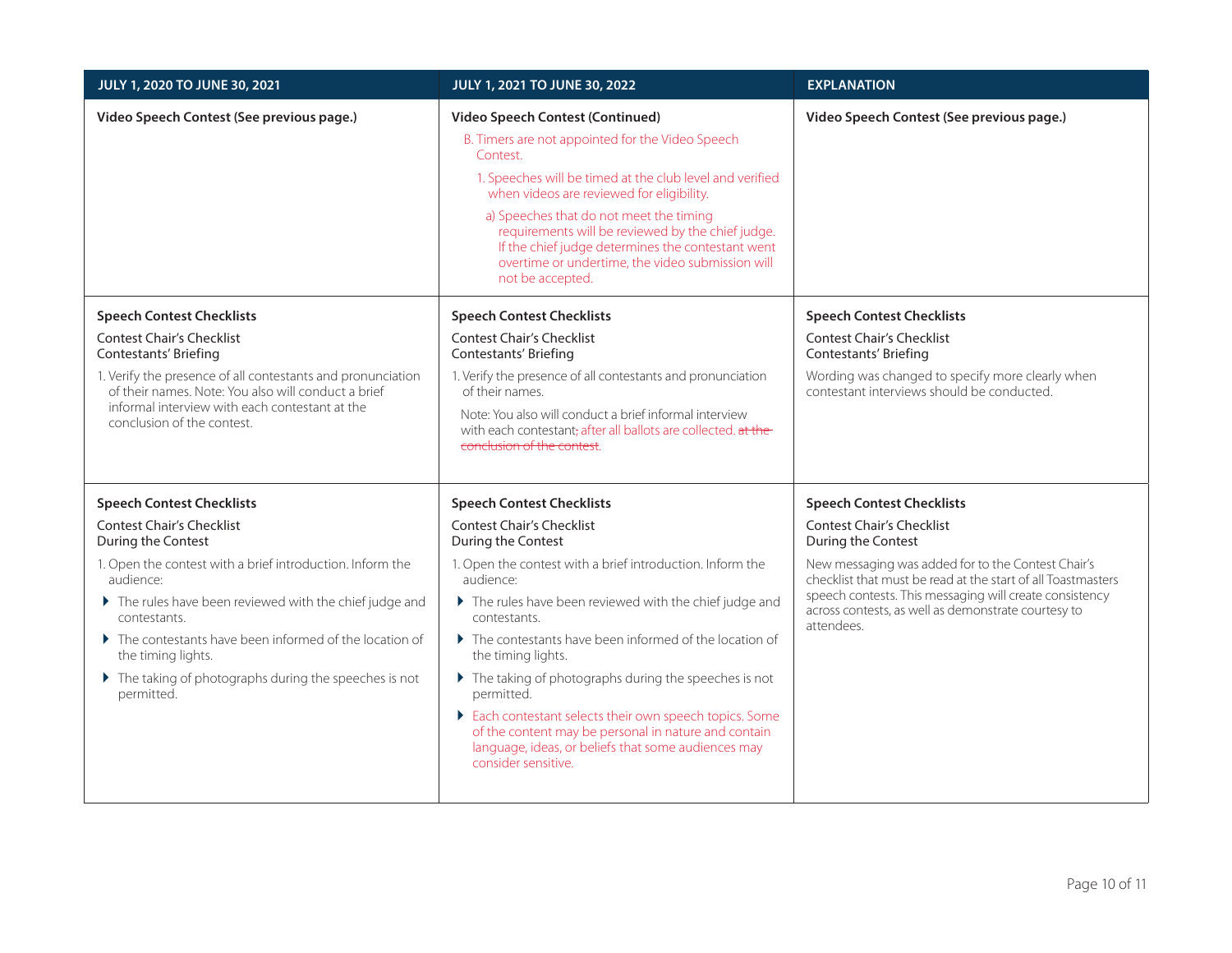| JULY 1, 2020 TO JUNE 30, 2021 | JULY 1, 2021 TO JUNE 30, 2022 | EXPLANATION |
|---|---|---|
| **Video Speech Contest (See previous page.)** | **Video Speech Contest (Continued)**<br>B. Timers are not appointed for the Video Speech Contest.<br>1. Speeches will be timed at the club level and verified when videos are reviewed for eligibility.<br>a) Speeches that do not meet the timing requirements will be reviewed by the chief judge. If the chief judge determines the contestant went overtime or undertime, the video submission will not be accepted. | **Video Speech Contest (See previous page.)** |
| **Speech Contest Checklists**<br>Contest Chair's Checklist<br>Contestants' Briefing<br>1. Verify the presence of all contestants and pronunciation of their names. Note: You also will conduct a brief informal interview with each contestant at the conclusion of the contest. | **Speech Contest Checklists**<br>Contest Chair's Checklist<br>Contestants' Briefing<br>1. Verify the presence of all contestants and pronunciation of their names.<br>Note: You also will conduct a brief informal interview with each contestant~~,~~ after all ballots are collected. ~~at the conclusion of the contest.~~ | **Speech Contest Checklists**<br>Contest Chair's Checklist<br>Contestants' Briefing<br>Wording was changed to specify more clearly when contestant interviews should be conducted. |
| **Speech Contest Checklists**<br>Contest Chair's Checklist<br>During the Contest<br>1. Open the contest with a brief introduction. Inform the audience:<br>- The rules have been reviewed with the chief judge and contestants.<br>- The contestants have been informed of the location of the timing lights.<br>- The taking of photographs during the speeches is not permitted. | **Speech Contest Checklists**<br>Contest Chair's Checklist<br>During the Contest<br>1. Open the contest with a brief introduction. Inform the audience:<br>- The rules have been reviewed with the chief judge and contestants.<br>- The contestants have been informed of the location of the timing lights.<br>- The taking of photographs during the speeches is not permitted.<br>- Each contestant selects their own speech topics. Some of the content may be personal in nature and contain language, ideas, or beliefs that some audiences may consider sensitive. | **Speech Contest Checklists**<br>Contest Chair's Checklist<br>During the Contest<br>New messaging was added for to the Contest Chair's checklist that must be read at the start of all Toastmasters speech contests. This messaging will create consistency across contests, as well as demonstrate courtesy to attendees. |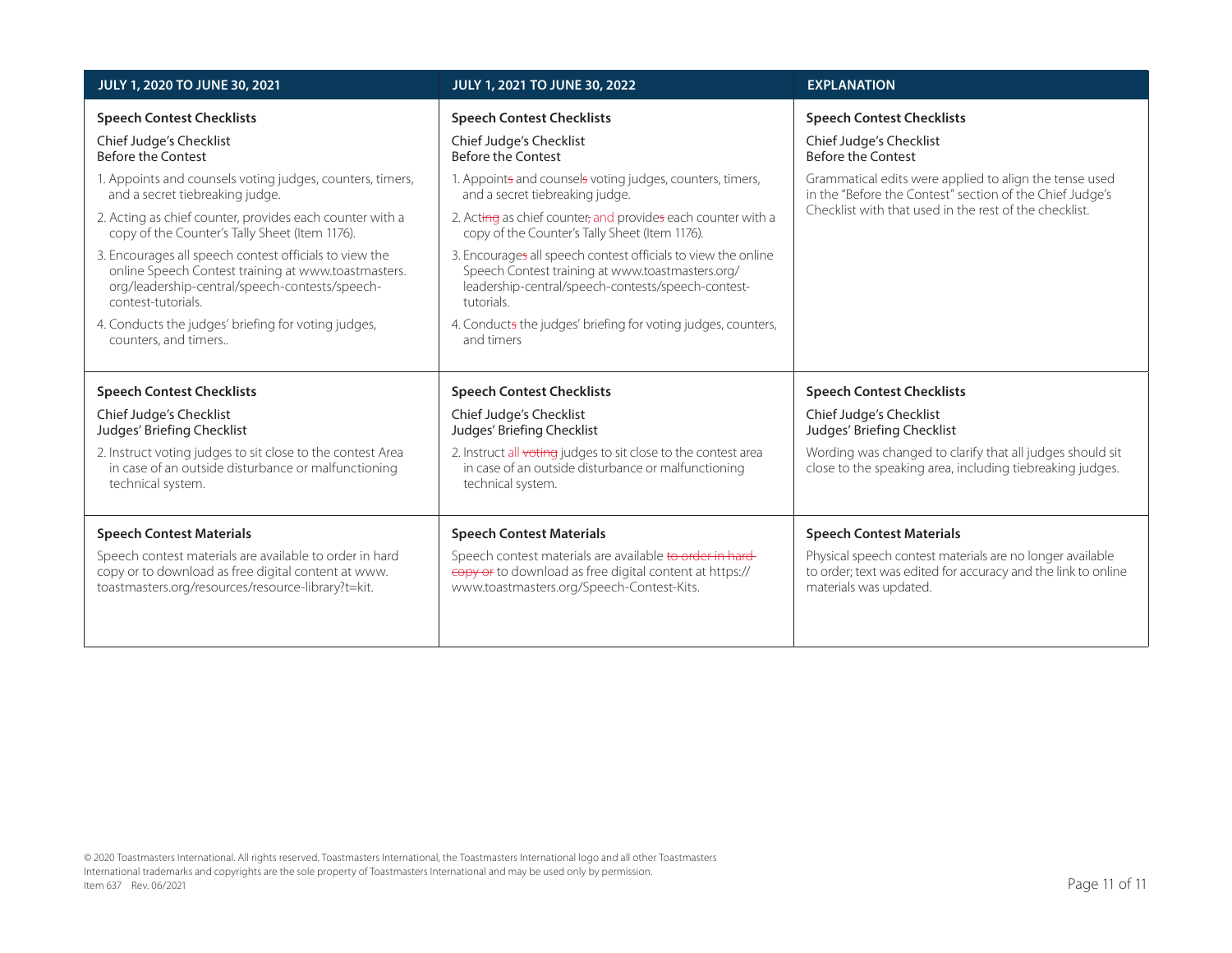| JULY 1, 2020 TO JUNE 30, 2021 | JULY 1, 2021 TO JUNE 30, 2022 | EXPLANATION |
|---|---|---|
| **Speech Contest Checklists**<br><br>Chief Judge's Checklist<br>Before the Contest<br><br>1. Appoints and counsels voting judges, counters, timers, and a secret tiebreaking judge.<br><br>2. Acting as chief counter, provides each counter with a copy of the Counter's Tally Sheet (Item 1176).<br><br>3. Encourages all speech contest officials to view the online Speech Contest training at www.toastmasters.org/leadership-central/speech-contests/speech-contest-tutorials.<br><br>4. Conducts the judges' briefing for voting judges, counters, and timers.. | **Speech Contest Checklists**<br><br>Chief Judge's Checklist<br>Before the Contest<br><br>1. Appoint~~s~~ and counsel~~s~~ voting judges, counters, timers, and a secret tiebreaking judge.<br><br>2. Act~~ing~~ as chief counter~~,~~ and provide~~s~~ each counter with a copy of the Counter's Tally Sheet (Item 1176).<br><br>3. Encourage~~s~~ all speech contest officials to view the online Speech Contest training at www.toastmasters.org/leadership-central/speech-contests/speech-contest-tutorials.<br><br>4. Conduct~~s~~ the judges' briefing for voting judges, counters, and timers | **Speech Contest Checklists**<br><br>Chief Judge's Checklist<br>Before the Contest<br><br>Grammatical edits were applied to align the tense used in the "Before the Contest" section of the Chief Judge's Checklist with that used in the rest of the checklist. |
| **Speech Contest Checklists**<br><br>Chief Judge's Checklist<br>Judges' Briefing Checklist<br><br>2. Instruct voting judges to sit close to the contest Area in case of an outside disturbance or malfunctioning technical system. | **Speech Contest Checklists**<br><br>Chief Judge's Checklist<br>Judges' Briefing Checklist<br><br>2. Instruct all ~~voting~~ judges to sit close to the contest area in case of an outside disturbance or malfunctioning technical system. | **Speech Contest Checklists**<br><br>Chief Judge's Checklist<br>Judges' Briefing Checklist<br><br>Wording was changed to clarify that all judges should sit close to the speaking area, including tiebreaking judges. |
| **Speech Contest Materials**<br><br>Speech contest materials are available to order in hard copy or to download as free digital content at www.toastmasters.org/resources/resource-library?t=kit. | **Speech Contest Materials**<br><br>Speech contest materials are available ~~to order in hard copy or~~ to download as free digital content at https://www.toastmasters.org/Speech-Contest-Kits. | **Speech Contest Materials**<br><br>Physical speech contest materials are no longer available to order; text was edited for accuracy and the link to online materials was updated. |

© 2020 Toastmasters International. All rights reserved. Toastmasters International, the Toastmasters International logo and all other Toastmasters International trademarks and copyrights are the sole property of Toastmasters International and may be used only by permission.
Item 637 Rev. 06/2021